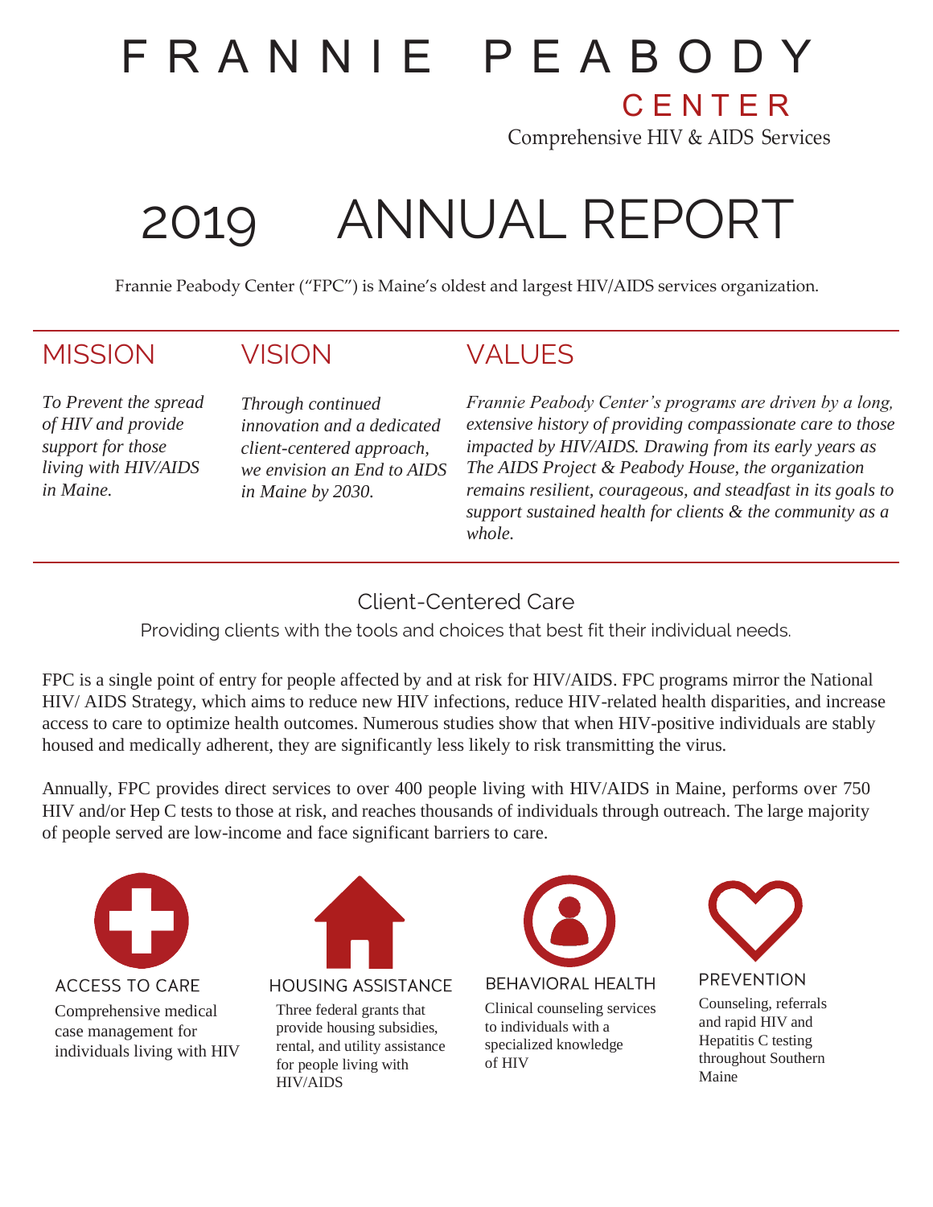# FRANNIE PEABODY CENTER

Comprehensive HIV & AIDS Services

# 2019 ANNUAL REPORT

Frannie Peabody Center ("FPC") is Maine's oldest and largest HIV/AIDS services organization.

## MISSION

*To Prevent the spread of HIV and provide support for those living with HIV/AIDS in Maine.*

## VISION

*Through continued innovation and a dedicated client-centered approach, we envision an End to AIDS in Maine by 2030.*

## VALUES

*Frannie Peabody Center's programs are driven by a long, extensive history of providing compassionate care to those impacted by HIV/AIDS. Drawing from its early years as The AIDS Project & Peabody House, the organization remains resilient, courageous, and steadfast in its goals to support sustained health for clients & the community as a whole.*

## Client-Centered Care

Providing clients with the tools and choices that best fit their individual needs.

FPC is a single point of entry for people affected by and at risk for HIV/AIDS. FPC programs mirror the National HIV/ AIDS Strategy, which aims to reduce new HIV infections, reduce HIV-related health disparities, and increase access to care to optimize health outcomes. Numerous studies show that when HIV-positive individuals are stably housed and medically adherent, they are significantly less likely to risk transmitting the virus.

Annually, FPC provides direct services to over 400 people living with HIV/AIDS in Maine, performs over 750 HIV and/or Hep C tests to those at risk, and reaches thousands of individuals through outreach. The large majority of people served are low-income and face significant barriers to care.

### ACCESS TO CARE

Comprehensive medical case management for individuals living with HIV

### HOUSING ASSISTANCE

Three federal grants that provide housing subsidies, rental, and utility assistance for people living with HIV/AIDS

### BEHAVIORAL HEALTH

Clinical counseling services to individuals with a specialized knowledge of HIV

### PREVENTION

Counseling, referrals and rapid HIV and Hepatitis C testing throughout Southern Maine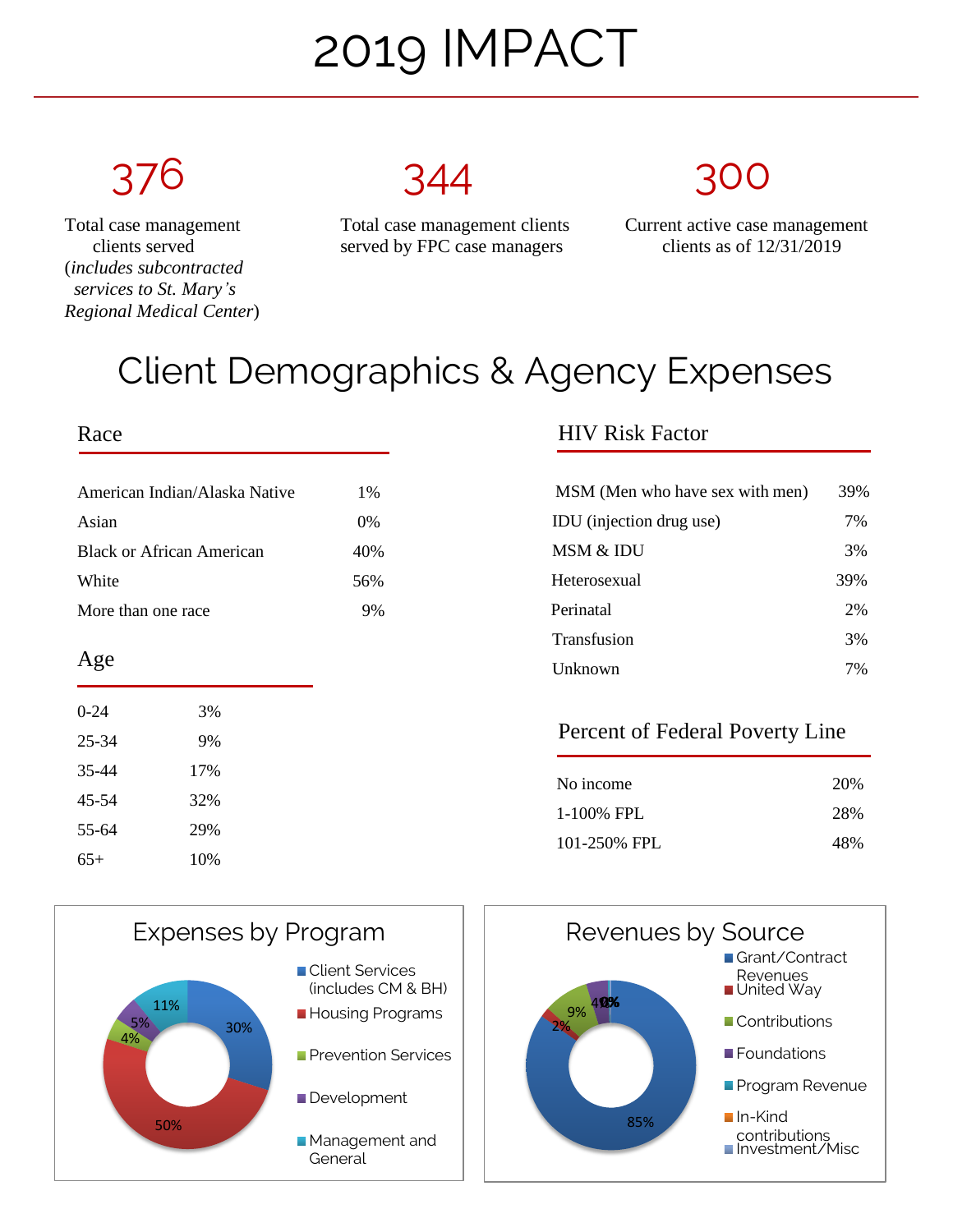# 2019 IMPACT

**376**

Total case management clients served (*includes subcontracted services to St. Mary's Regional Medical Center*)

**344**

Total case management clients served by FPC case managers

**300**

Current active case management clients as of 12/31/2019

## Client Demographics & Agency Expenses

### Race

| | |
|---|---|
| American Indian/Alaska Native | 1% |
| Asian | 0% |
| Black or African American | 40% |
| White | 56% |
| More than one race | 9% |

### Age

| | |
|---|---|
| 0-24 | 3% |
| 25-34 | 9% |
| 35-44 | 17% |
| 45-54 | 32% |
| 55-64 | 29% |
| 65+ | 10% |

### HIV Risk Factor

| | |
|---|---|
| MSM (Men who have sex with men) | 39% |
| IDU (injection drug use) | 7% |
| MSM & IDU | 3% |
| Heterosexual | 39% |
| Perinatal | 2% |
| Transfusion | 3% |
| Unknown | 7% |

### Percent of Federal Poverty Line

| | |
|---|---|
| No income | 20% |
| 1-100% FPL | 28% |
| 101-250% FPL | 48% |

### Expenses by Program

| Program | Percent |
|---|---|
| Client Services (includes CM & BH) | 30% |
| Housing Programs | 50% |
| Prevention Services | 4% |
| Development | 5% |
| Management and General | 11% |

### Revenues by Source

| Source | Percent |
|---|---|
| Grant/Contract Revenues | 85% |
| United Way | 2% |
| Contributions | 9% |
| Foundations | 4% |
| Program Revenue | 0% |
| In-Kind contributions | 0% |
| Investment/Misc | 0% |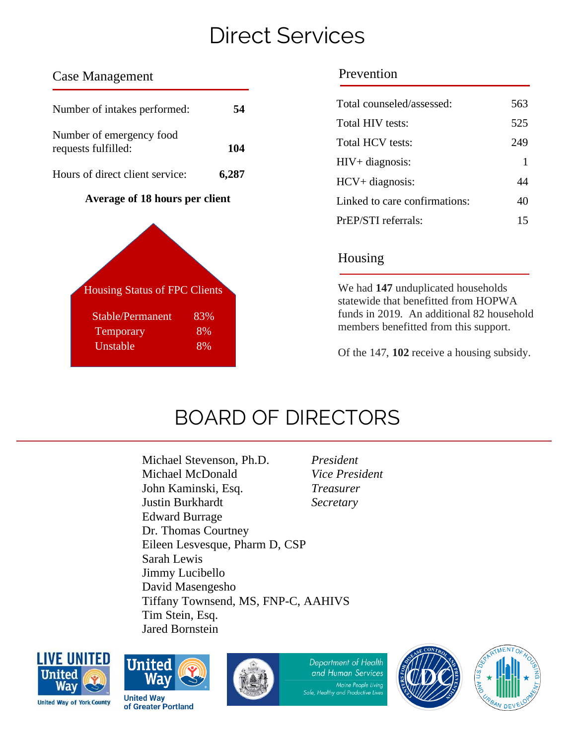# Direct Services

## Case Management

| | |
|---|---|
| Number of intakes performed: | **54** |
| Number of emergency food requests fulfilled: | **104** |
| Hours of direct client service: | **6,287** |

**Average of 18 hours per client**

Housing Status of FPC Clients

| | |
|---|---|
| Stable/Permanent | 83% |
| Temporary | 8% |
| Unstable | 8% |

## Prevention

| | |
|---|---|
| Total counseled/assessed: | 563 |
| Total HIV tests: | 525 |
| Total HCV tests: | 249 |
| HIV+ diagnosis: | 1 |
| HCV+ diagnosis: | 44 |
| Linked to care confirmations: | 40 |
| PrEP/STI referrals: | 15 |

## Housing

We had **147** unduplicated households statewide that benefitted from HOPWA funds in 2019. An additional 82 household members benefitted from this support.

Of the 147, **102** receive a housing subsidy.

# BOARD OF DIRECTORS

| | |
|---|---|
| Michael Stevenson, Ph.D. | *President* |
| Michael McDonald | *Vice President* |
| John Kaminski, Esq. | *Treasurer* |
| Justin Burkhardt | *Secretary* |
| Edward Burrage | |
| Dr. Thomas Courtney | |
| Eileen Lesvesque, Pharm D, CSP | |
| Sarah Lewis | |
| Jimmy Lucibello | |
| David Masengesho | |
| Tiffany Townsend, MS, FNP-C, AAHIVS | |
| Tim Stein, Esq. | |
| Jared Bornstein | |

LIVE UNITED United Way
United Way of York County

United Way
United Way of Greater Portland

Department of Health and Human Services
Maine People Living Safe, Healthy and Productive Lives

Centers for Disease Control and Prevention CDC

U.S. Department of Housing and Urban Development